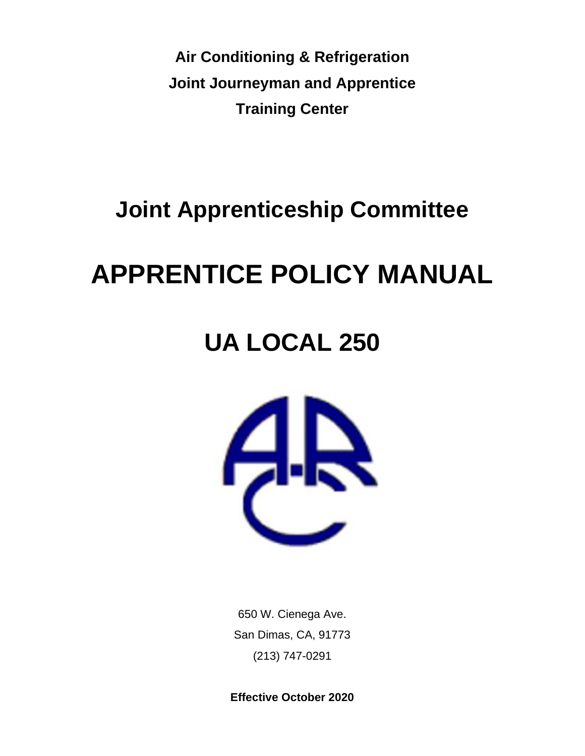**Air Conditioning & Refrigeration**

**Joint Journeyman and Apprentice**

**Training Center**

# Joint Apprenticeship Committee

# APPRENTICE POLICY MANUAL

# UA LOCAL 250

650 W. Cienega Ave.

San Dimas, CA, 91773

(213) 747-0291

**Effective October 2020**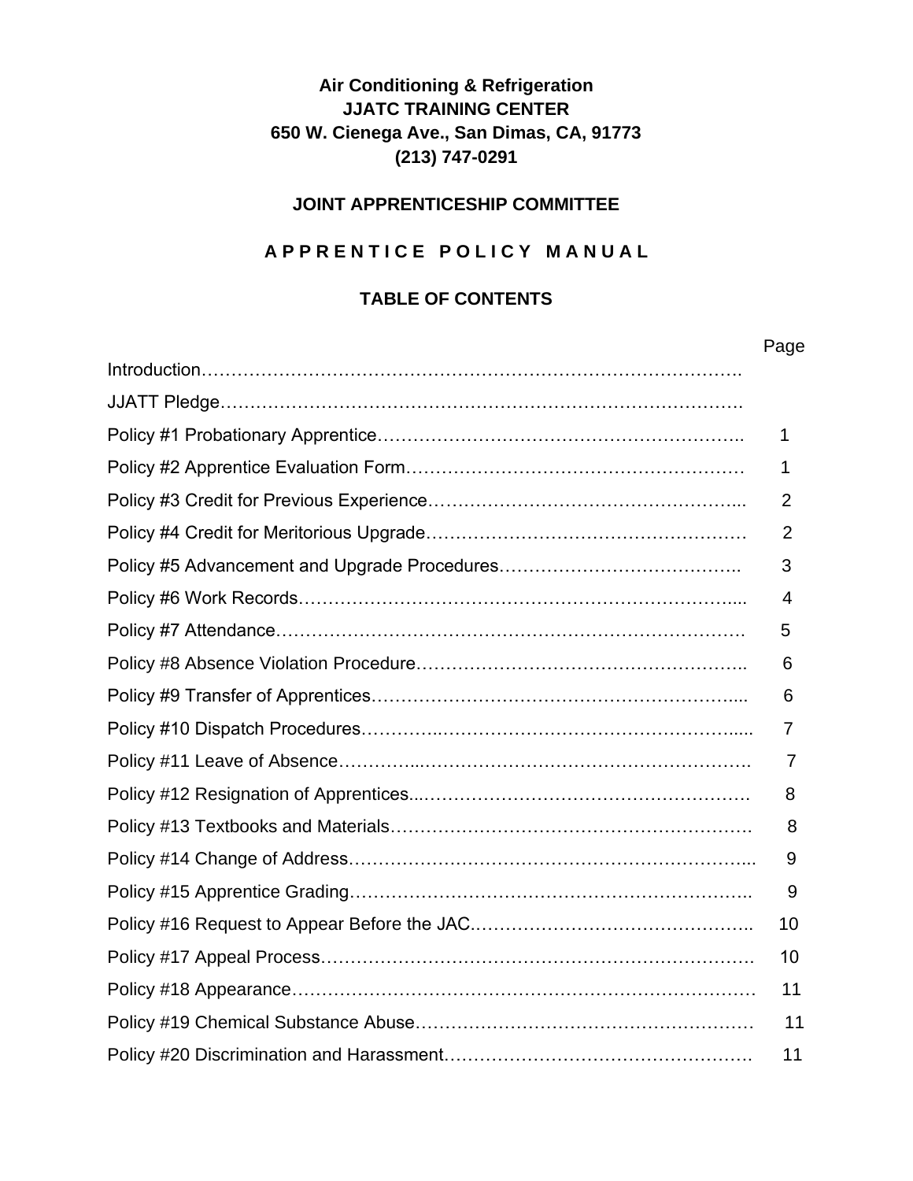**Air Conditioning & Refrigeration**
**JJATC TRAINING CENTER**
**650 W. Cienega Ave., San Dimas, CA, 91773**
**(213) 747-0291**

## JOINT APPRENTICESHIP COMMITTEE

## A P P R E N T I C E   P O L I C Y   M A N U A L

### TABLE OF CONTENTS

| | Page |
|---|---|
| Introduction | |
| JJATT Pledge | |
| Policy #1 Probationary Apprentice | 1 |
| Policy #2 Apprentice Evaluation Form | 1 |
| Policy #3 Credit for Previous Experience | 2 |
| Policy #4 Credit for Meritorious Upgrade | 2 |
| Policy #5 Advancement and Upgrade Procedures | 3 |
| Policy #6 Work Records | 4 |
| Policy #7 Attendance | 5 |
| Policy #8 Absence Violation Procedure | 6 |
| Policy #9 Transfer of Apprentices | 6 |
| Policy #10 Dispatch Procedures | 7 |
| Policy #11 Leave of Absence | 7 |
| Policy #12 Resignation of Apprentices | 8 |
| Policy #13 Textbooks and Materials | 8 |
| Policy #14 Change of Address | 9 |
| Policy #15 Apprentice Grading | 9 |
| Policy #16 Request to Appear Before the JAC | 10 |
| Policy #17 Appeal Process | 10 |
| Policy #18 Appearance | 11 |
| Policy #19 Chemical Substance Abuse | 11 |
| Policy #20 Discrimination and Harassment | 11 |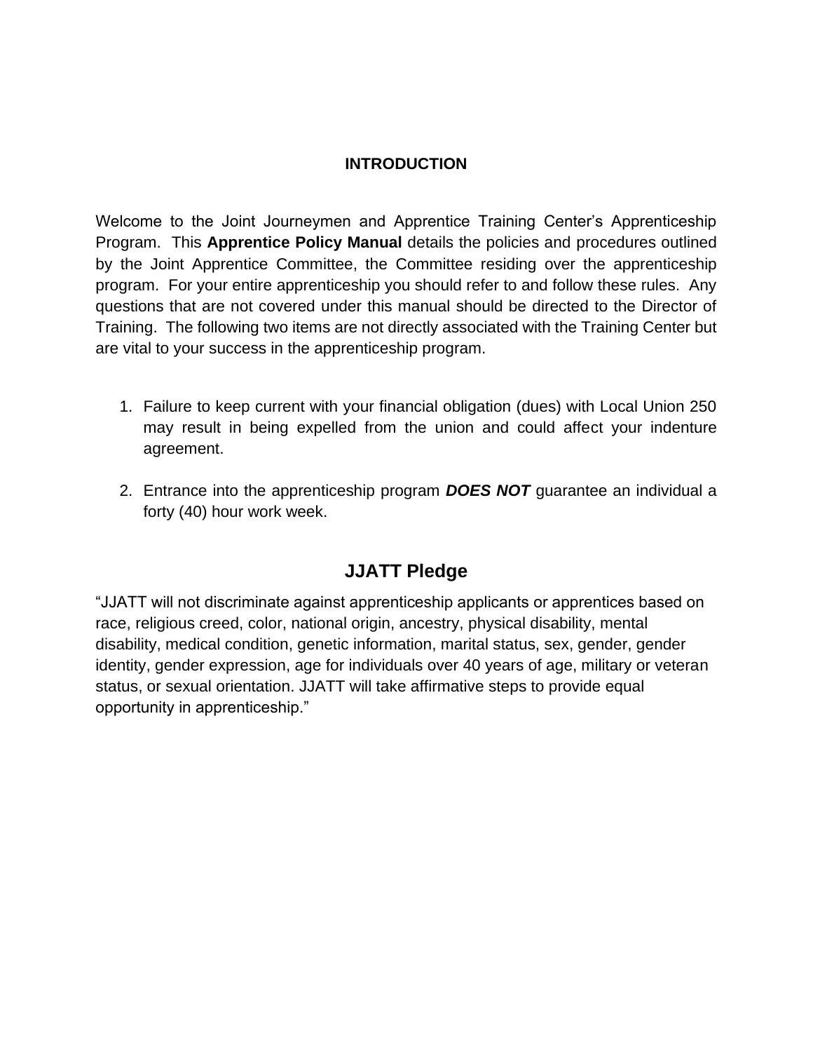# INTRODUCTION

Welcome to the Joint Journeymen and Apprentice Training Center's Apprenticeship Program. This **Apprentice Policy Manual** details the policies and procedures outlined by the Joint Apprentice Committee, the Committee residing over the apprenticeship program. For your entire apprenticeship you should refer to and follow these rules. Any questions that are not covered under this manual should be directed to the Director of Training. The following two items are not directly associated with the Training Center but are vital to your success in the apprenticeship program.

1. Failure to keep current with your financial obligation (dues) with Local Union 250 may result in being expelled from the union and could affect your indenture agreement.

2. Entrance into the apprenticeship program ***DOES NOT*** guarantee an individual a forty (40) hour work week.

## JJATT Pledge

"JJATT will not discriminate against apprenticeship applicants or apprentices based on race, religious creed, color, national origin, ancestry, physical disability, mental disability, medical condition, genetic information, marital status, sex, gender, gender identity, gender expression, age for individuals over 40 years of age, military or veteran status, or sexual orientation. JJATT will take affirmative steps to provide equal opportunity in apprenticeship."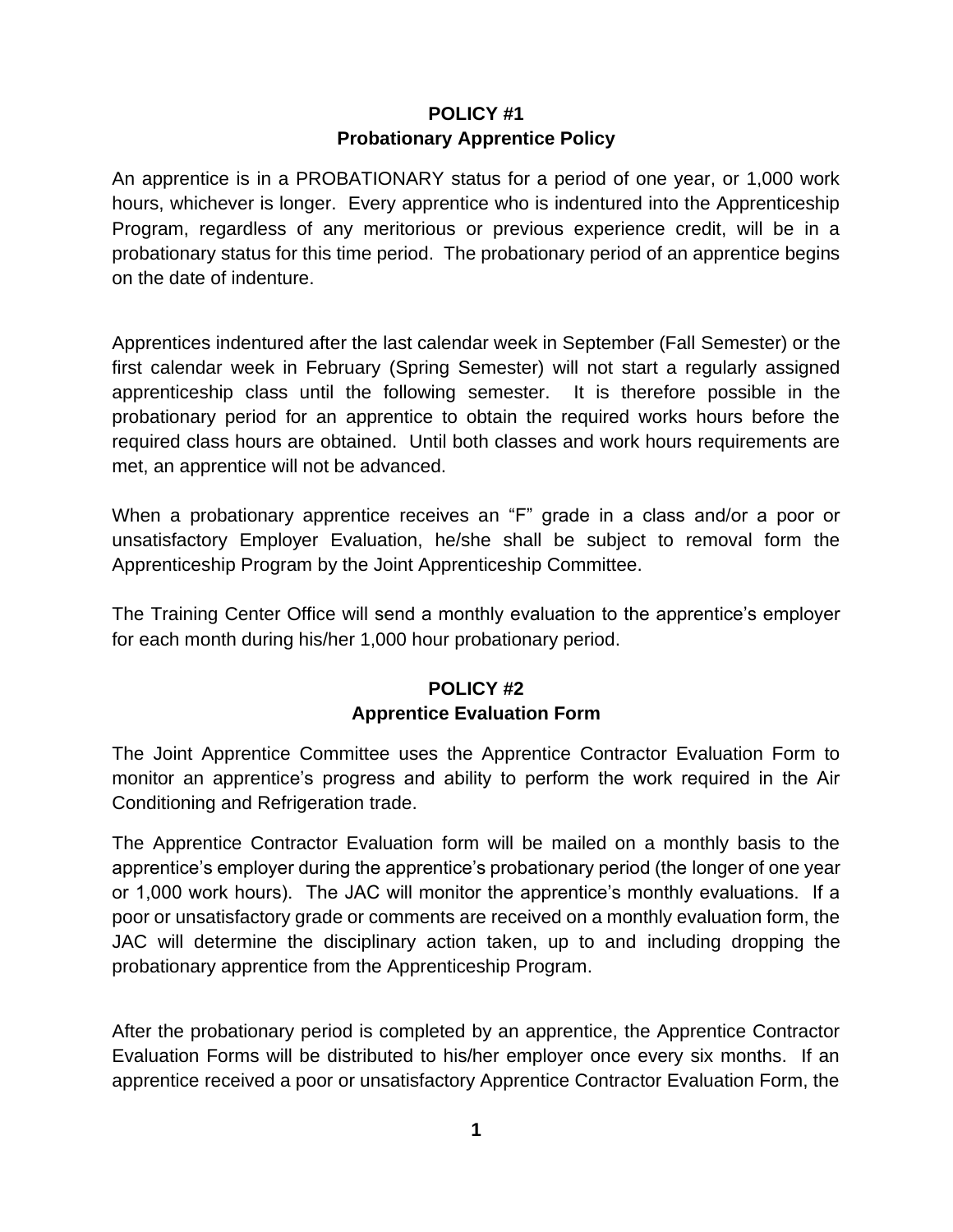## POLICY #1
## Probationary Apprentice Policy

An apprentice is in a PROBATIONARY status for a period of one year, or 1,000 work hours, whichever is longer. Every apprentice who is indentured into the Apprenticeship Program, regardless of any meritorious or previous experience credit, will be in a probationary status for this time period. The probationary period of an apprentice begins on the date of indenture.

Apprentices indentured after the last calendar week in September (Fall Semester) or the first calendar week in February (Spring Semester) will not start a regularly assigned apprenticeship class until the following semester. It is therefore possible in the probationary period for an apprentice to obtain the required works hours before the required class hours are obtained. Until both classes and work hours requirements are met, an apprentice will not be advanced.

When a probationary apprentice receives an "F" grade in a class and/or a poor or unsatisfactory Employer Evaluation, he/she shall be subject to removal form the Apprenticeship Program by the Joint Apprenticeship Committee.

The Training Center Office will send a monthly evaluation to the apprentice's employer for each month during his/her 1,000 hour probationary period.

## POLICY #2
## Apprentice Evaluation Form

The Joint Apprentice Committee uses the Apprentice Contractor Evaluation Form to monitor an apprentice's progress and ability to perform the work required in the Air Conditioning and Refrigeration trade.

The Apprentice Contractor Evaluation form will be mailed on a monthly basis to the apprentice's employer during the apprentice's probationary period (the longer of one year or 1,000 work hours). The JAC will monitor the apprentice's monthly evaluations. If a poor or unsatisfactory grade or comments are received on a monthly evaluation form, the JAC will determine the disciplinary action taken, up to and including dropping the probationary apprentice from the Apprenticeship Program.

After the probationary period is completed by an apprentice, the Apprentice Contractor Evaluation Forms will be distributed to his/her employer once every six months. If an apprentice received a poor or unsatisfactory Apprentice Contractor Evaluation Form, the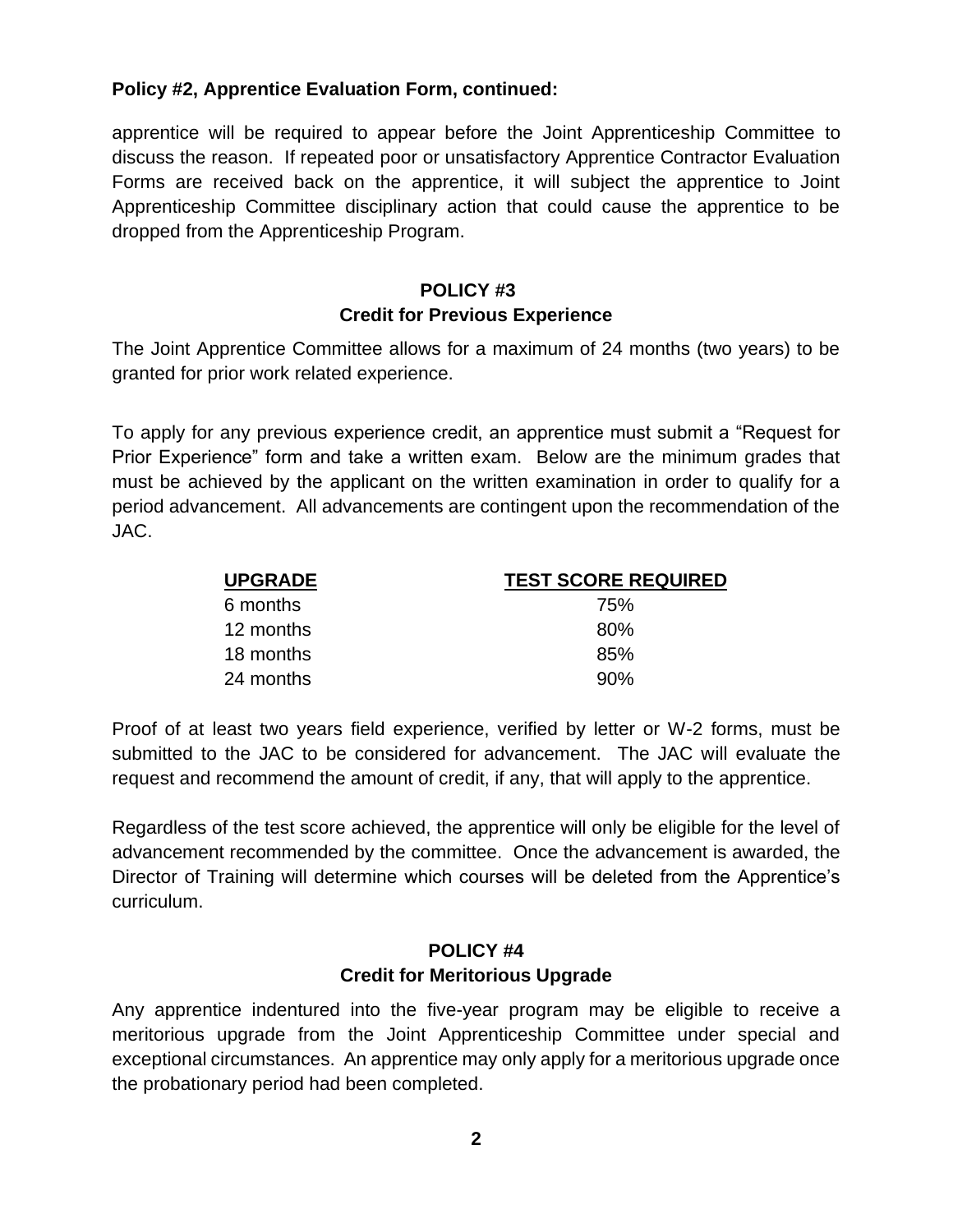**Policy #2, Apprentice Evaluation Form, continued:**

apprentice will be required to appear before the Joint Apprenticeship Committee to discuss the reason. If repeated poor or unsatisfactory Apprentice Contractor Evaluation Forms are received back on the apprentice, it will subject the apprentice to Joint Apprenticeship Committee disciplinary action that could cause the apprentice to be dropped from the Apprenticeship Program.

## POLICY #3
## Credit for Previous Experience

The Joint Apprentice Committee allows for a maximum of 24 months (two years) to be granted for prior work related experience.

To apply for any previous experience credit, an apprentice must submit a "Request for Prior Experience" form and take a written exam. Below are the minimum grades that must be achieved by the applicant on the written examination in order to qualify for a period advancement. All advancements are contingent upon the recommendation of the JAC.

| UPGRADE | TEST SCORE REQUIRED |
|---|---|
| 6 months | 75% |
| 12 months | 80% |
| 18 months | 85% |
| 24 months | 90% |

Proof of at least two years field experience, verified by letter or W-2 forms, must be submitted to the JAC to be considered for advancement. The JAC will evaluate the request and recommend the amount of credit, if any, that will apply to the apprentice.

Regardless of the test score achieved, the apprentice will only be eligible for the level of advancement recommended by the committee. Once the advancement is awarded, the Director of Training will determine which courses will be deleted from the Apprentice's curriculum.

## POLICY #4
## Credit for Meritorious Upgrade

Any apprentice indentured into the five-year program may be eligible to receive a meritorious upgrade from the Joint Apprenticeship Committee under special and exceptional circumstances. An apprentice may only apply for a meritorious upgrade once the probationary period had been completed.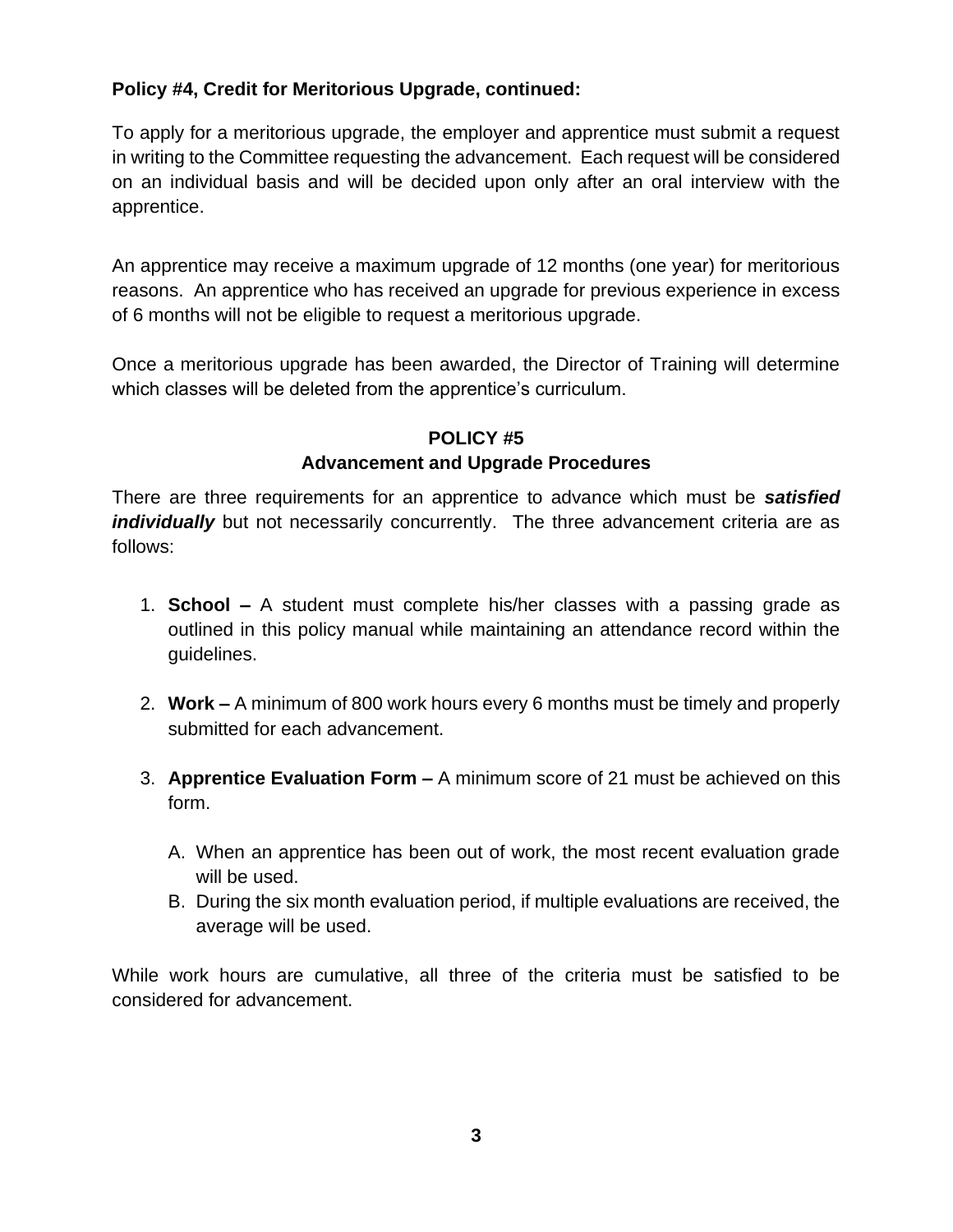**Policy #4, Credit for Meritorious Upgrade, continued:**

To apply for a meritorious upgrade, the employer and apprentice must submit a request in writing to the Committee requesting the advancement. Each request will be considered on an individual basis and will be decided upon only after an oral interview with the apprentice.

An apprentice may receive a maximum upgrade of 12 months (one year) for meritorious reasons. An apprentice who has received an upgrade for previous experience in excess of 6 months will not be eligible to request a meritorious upgrade.

Once a meritorious upgrade has been awarded, the Director of Training will determine which classes will be deleted from the apprentice's curriculum.

## POLICY #5
## Advancement and Upgrade Procedures

There are three requirements for an apprentice to advance which must be ***satisfied individually*** but not necessarily concurrently. The three advancement criteria are as follows:

1. **School –** A student must complete his/her classes with a passing grade as outlined in this policy manual while maintaining an attendance record within the guidelines.

2. **Work –** A minimum of 800 work hours every 6 months must be timely and properly submitted for each advancement.

3. **Apprentice Evaluation Form –** A minimum score of 21 must be achieved on this form.

   A. When an apprentice has been out of work, the most recent evaluation grade will be used.
   B. During the six month evaluation period, if multiple evaluations are received, the average will be used.

While work hours are cumulative, all three of the criteria must be satisfied to be considered for advancement.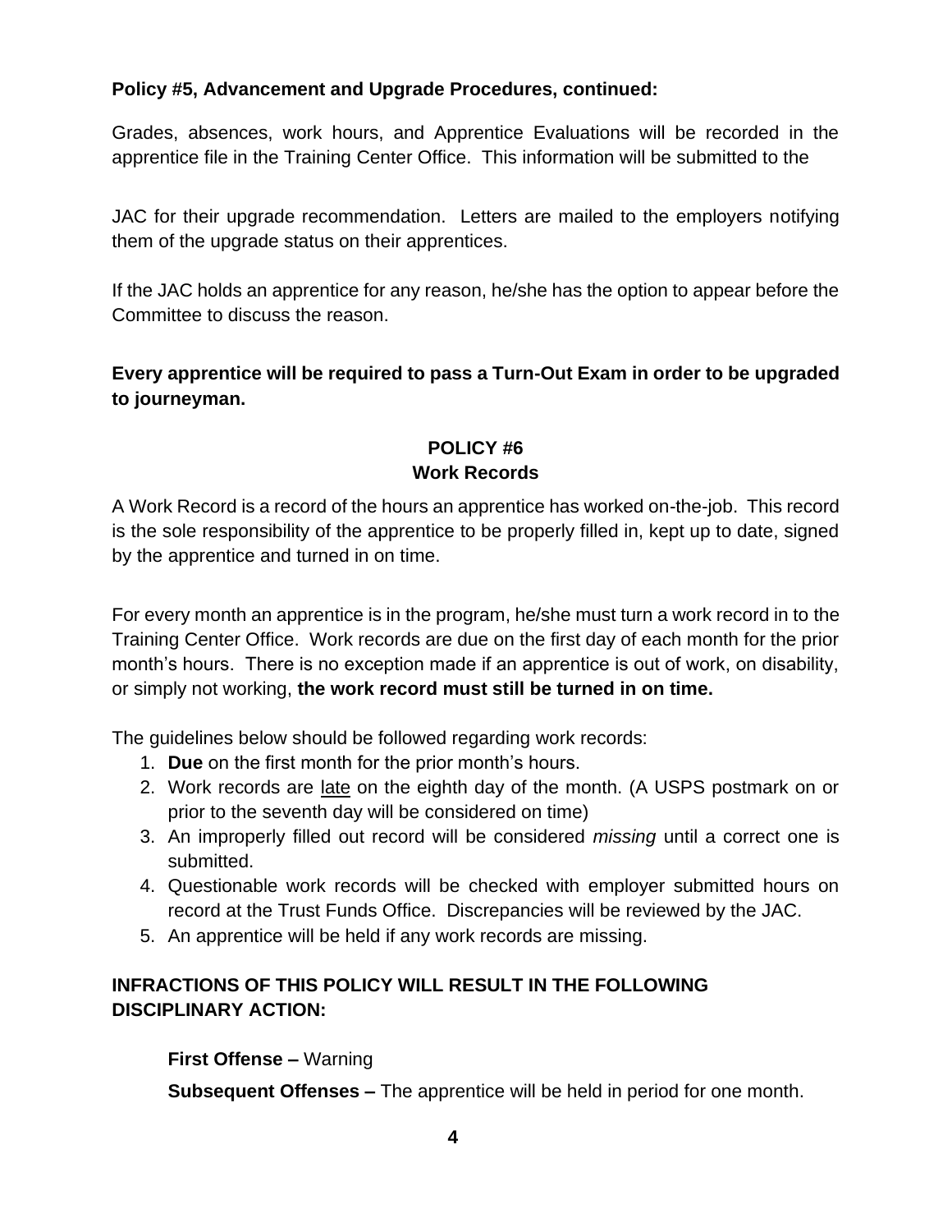**Policy #5, Advancement and Upgrade Procedures, continued:**

Grades, absences, work hours, and Apprentice Evaluations will be recorded in the apprentice file in the Training Center Office. This information will be submitted to the

JAC for their upgrade recommendation. Letters are mailed to the employers notifying them of the upgrade status on their apprentices.

If the JAC holds an apprentice for any reason, he/she has the option to appear before the Committee to discuss the reason.

**Every apprentice will be required to pass a Turn-Out Exam in order to be upgraded to journeyman.**

## POLICY #6
## Work Records

A Work Record is a record of the hours an apprentice has worked on-the-job. This record is the sole responsibility of the apprentice to be properly filled in, kept up to date, signed by the apprentice and turned in on time.

For every month an apprentice is in the program, he/she must turn a work record in to the Training Center Office. Work records are due on the first day of each month for the prior month's hours. There is no exception made if an apprentice is out of work, on disability, or simply not working, **the work record must still be turned in on time.**

The guidelines below should be followed regarding work records:

1. **Due** on the first month for the prior month's hours.
2. Work records are late on the eighth day of the month. (A USPS postmark on or prior to the seventh day will be considered on time)
3. An improperly filled out record will be considered *missing* until a correct one is submitted.
4. Questionable work records will be checked with employer submitted hours on record at the Trust Funds Office. Discrepancies will be reviewed by the JAC.
5. An apprentice will be held if any work records are missing.

**INFRACTIONS OF THIS POLICY WILL RESULT IN THE FOLLOWING DISCIPLINARY ACTION:**

**First Offense –** Warning

**Subsequent Offenses –** The apprentice will be held in period for one month.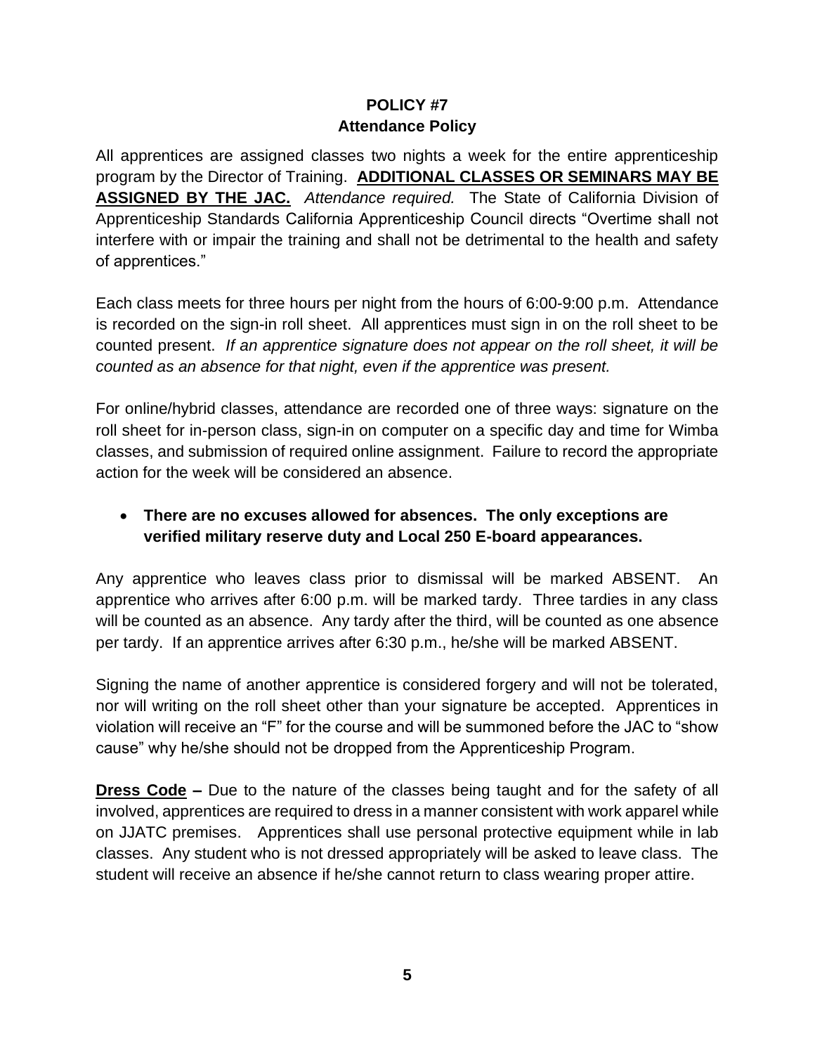## POLICY #7
## Attendance Policy

All apprentices are assigned classes two nights a week for the entire apprenticeship program by the Director of Training. **ADDITIONAL CLASSES OR SEMINARS MAY BE ASSIGNED BY THE JAC.** *Attendance required.* The State of California Division of Apprenticeship Standards California Apprenticeship Council directs "Overtime shall not interfere with or impair the training and shall not be detrimental to the health and safety of apprentices."

Each class meets for three hours per night from the hours of 6:00-9:00 p.m. Attendance is recorded on the sign-in roll sheet. All apprentices must sign in on the roll sheet to be counted present. *If an apprentice signature does not appear on the roll sheet, it will be counted as an absence for that night, even if the apprentice was present.*

For online/hybrid classes, attendance are recorded one of three ways: signature on the roll sheet for in-person class, sign-in on computer on a specific day and time for Wimba classes, and submission of required online assignment. Failure to record the appropriate action for the week will be considered an absence.

- **There are no excuses allowed for absences. The only exceptions are verified military reserve duty and Local 250 E-board appearances.**

Any apprentice who leaves class prior to dismissal will be marked ABSENT. An apprentice who arrives after 6:00 p.m. will be marked tardy. Three tardies in any class will be counted as an absence. Any tardy after the third, will be counted as one absence per tardy. If an apprentice arrives after 6:30 p.m., he/she will be marked ABSENT.

Signing the name of another apprentice is considered forgery and will not be tolerated, nor will writing on the roll sheet other than your signature be accepted. Apprentices in violation will receive an "F" for the course and will be summoned before the JAC to "show cause" why he/she should not be dropped from the Apprenticeship Program.

**Dress Code –** Due to the nature of the classes being taught and for the safety of all involved, apprentices are required to dress in a manner consistent with work apparel while on JJATC premises. Apprentices shall use personal protective equipment while in lab classes. Any student who is not dressed appropriately will be asked to leave class. The student will receive an absence if he/she cannot return to class wearing proper attire.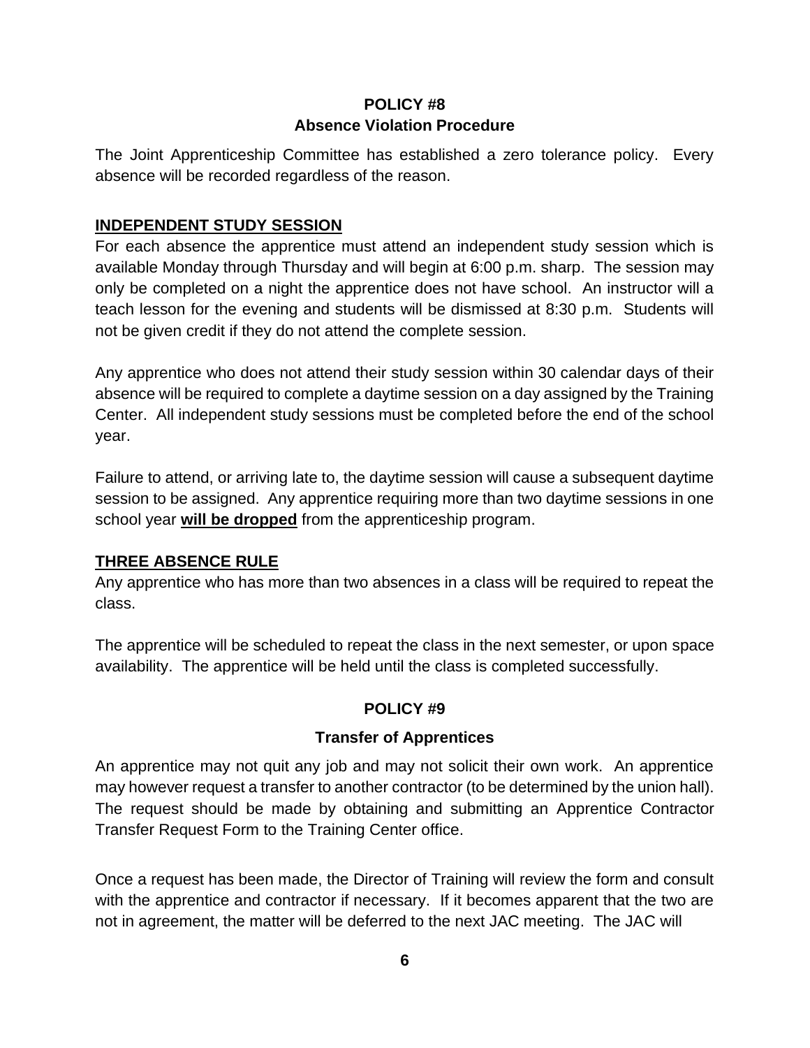## POLICY #8
### Absence Violation Procedure

The Joint Apprenticeship Committee has established a zero tolerance policy. Every absence will be recorded regardless of the reason.

**INDEPENDENT STUDY SESSION**

For each absence the apprentice must attend an independent study session which is available Monday through Thursday and will begin at 6:00 p.m. sharp. The session may only be completed on a night the apprentice does not have school. An instructor will a teach lesson for the evening and students will be dismissed at 8:30 p.m. Students will not be given credit if they do not attend the complete session.

Any apprentice who does not attend their study session within 30 calendar days of their absence will be required to complete a daytime session on a day assigned by the Training Center. All independent study sessions must be completed before the end of the school year.

Failure to attend, or arriving late to, the daytime session will cause a subsequent daytime session to be assigned. Any apprentice requiring more than two daytime sessions in one school year **will be dropped** from the apprenticeship program.

**THREE ABSENCE RULE**

Any apprentice who has more than two absences in a class will be required to repeat the class.

The apprentice will be scheduled to repeat the class in the next semester, or upon space availability. The apprentice will be held until the class is completed successfully.

## POLICY #9
### Transfer of Apprentices

An apprentice may not quit any job and may not solicit their own work. An apprentice may however request a transfer to another contractor (to be determined by the union hall). The request should be made by obtaining and submitting an Apprentice Contractor Transfer Request Form to the Training Center office.

Once a request has been made, the Director of Training will review the form and consult with the apprentice and contractor if necessary. If it becomes apparent that the two are not in agreement, the matter will be deferred to the next JAC meeting. The JAC will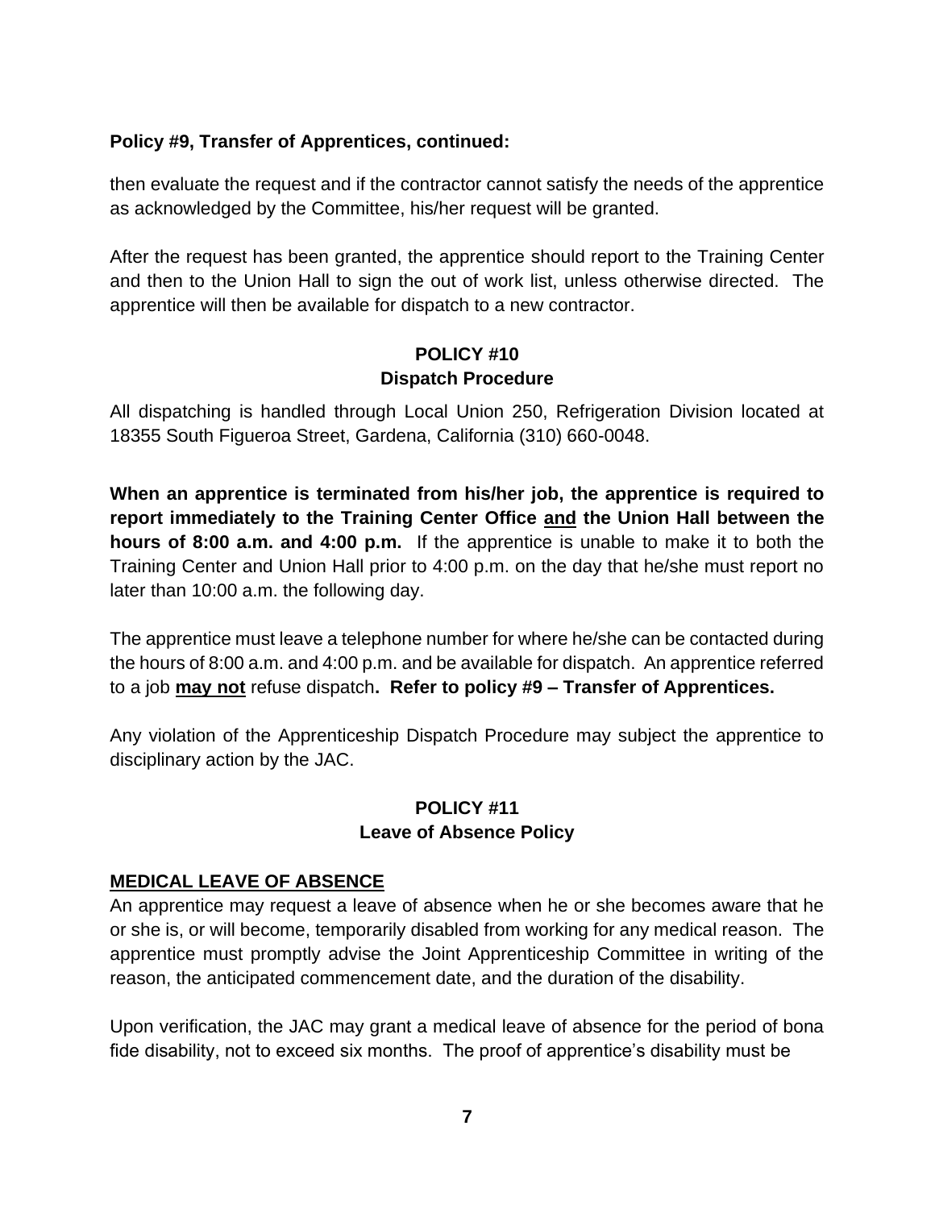**Policy #9, Transfer of Apprentices, continued:**

then evaluate the request and if the contractor cannot satisfy the needs of the apprentice as acknowledged by the Committee, his/her request will be granted.

After the request has been granted, the apprentice should report to the Training Center and then to the Union Hall to sign the out of work list, unless otherwise directed. The apprentice will then be available for dispatch to a new contractor.

## POLICY #10
## Dispatch Procedure

All dispatching is handled through Local Union 250, Refrigeration Division located at 18355 South Figueroa Street, Gardena, California (310) 660-0048.

**When an apprentice is terminated from his/her job, the apprentice is required to report immediately to the Training Center Office <u>and</u> the Union Hall between the hours of 8:00 a.m. and 4:00 p.m.** If the apprentice is unable to make it to both the Training Center and Union Hall prior to 4:00 p.m. on the day that he/she must report no later than 10:00 a.m. the following day.

The apprentice must leave a telephone number for where he/she can be contacted during the hours of 8:00 a.m. and 4:00 p.m. and be available for dispatch. An apprentice referred to a job **<u>may not</u>** refuse dispatch**. Refer to policy #9 – Transfer of Apprentices.**

Any violation of the Apprenticeship Dispatch Procedure may subject the apprentice to disciplinary action by the JAC.

## POLICY #11
## Leave of Absence Policy

**<u>MEDICAL LEAVE OF ABSENCE</u>**

An apprentice may request a leave of absence when he or she becomes aware that he or she is, or will become, temporarily disabled from working for any medical reason. The apprentice must promptly advise the Joint Apprenticeship Committee in writing of the reason, the anticipated commencement date, and the duration of the disability.

Upon verification, the JAC may grant a medical leave of absence for the period of bona fide disability, not to exceed six months. The proof of apprentice's disability must be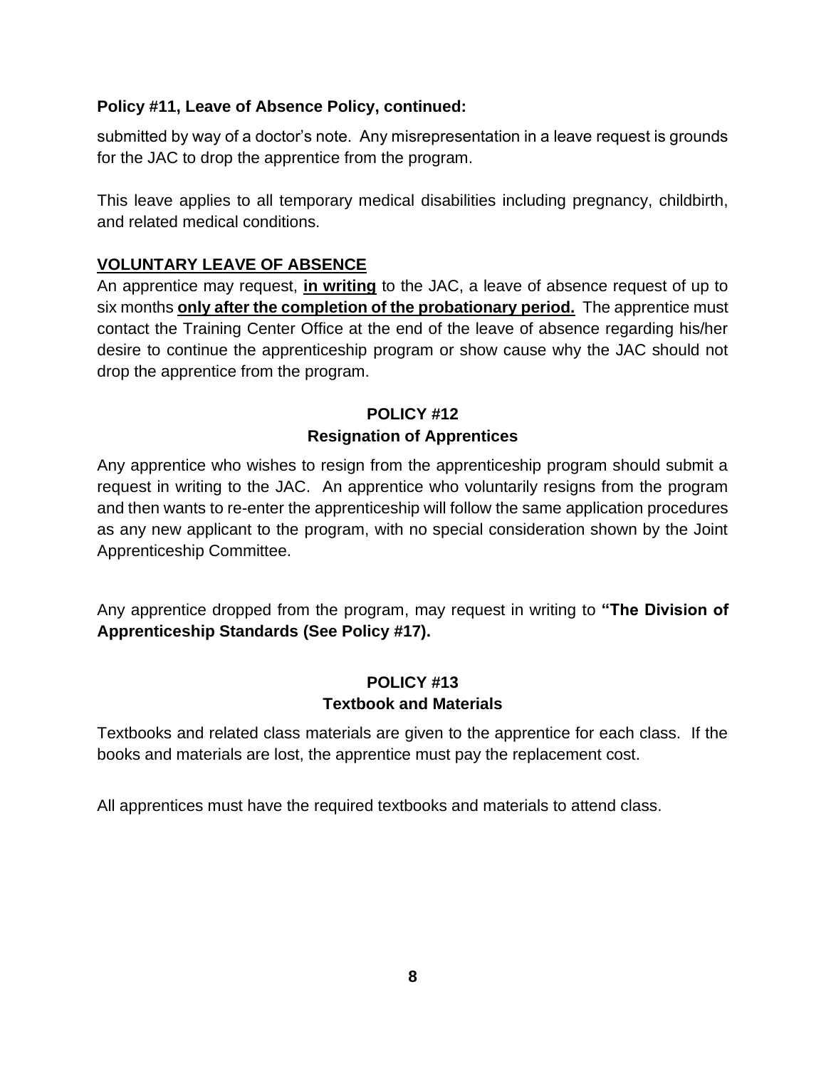**Policy #11, Leave of Absence Policy, continued:**

submitted by way of a doctor's note. Any misrepresentation in a leave request is grounds for the JAC to drop the apprentice from the program.

This leave applies to all temporary medical disabilities including pregnancy, childbirth, and related medical conditions.

**VOLUNTARY LEAVE OF ABSENCE**

An apprentice may request, **in writing** to the JAC, a leave of absence request of up to six months **only after the completion of the probationary period.** The apprentice must contact the Training Center Office at the end of the leave of absence regarding his/her desire to continue the apprenticeship program or show cause why the JAC should not drop the apprentice from the program.

## POLICY #12
### Resignation of Apprentices

Any apprentice who wishes to resign from the apprenticeship program should submit a request in writing to the JAC. An apprentice who voluntarily resigns from the program and then wants to re-enter the apprenticeship will follow the same application procedures as any new applicant to the program, with no special consideration shown by the Joint Apprenticeship Committee.

Any apprentice dropped from the program, may request in writing to **"The Division of Apprenticeship Standards (See Policy #17).**

## POLICY #13
### Textbook and Materials

Textbooks and related class materials are given to the apprentice for each class. If the books and materials are lost, the apprentice must pay the replacement cost.

All apprentices must have the required textbooks and materials to attend class.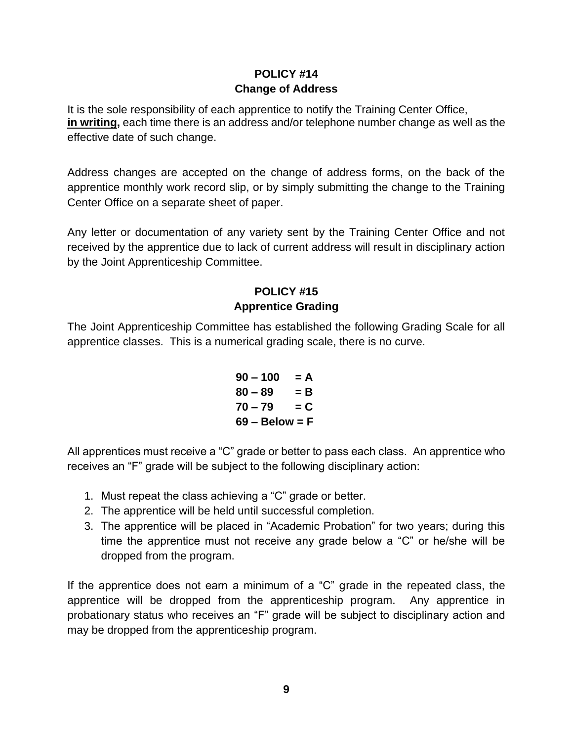## POLICY #14
## Change of Address

It is the sole responsibility of each apprentice to notify the Training Center Office, **<u>in writing</u>,** each time there is an address and/or telephone number change as well as the effective date of such change.

Address changes are accepted on the change of address forms, on the back of the apprentice monthly work record slip, or by simply submitting the change to the Training Center Office on a separate sheet of paper.

Any letter or documentation of any variety sent by the Training Center Office and not received by the apprentice due to lack of current address will result in disciplinary action by the Joint Apprenticeship Committee.

## POLICY #15
## Apprentice Grading

The Joint Apprenticeship Committee has established the following Grading Scale for all apprentice classes. This is a numerical grading scale, there is no curve.

**90 – 100 = A**
**80 – 89 = B**
**70 – 79 = C**
**69 – Below = F**

All apprentices must receive a "C" grade or better to pass each class. An apprentice who receives an "F" grade will be subject to the following disciplinary action:

1. Must repeat the class achieving a "C" grade or better.
2. The apprentice will be held until successful completion.
3. The apprentice will be placed in "Academic Probation" for two years; during this time the apprentice must not receive any grade below a "C" or he/she will be dropped from the program.

If the apprentice does not earn a minimum of a "C" grade in the repeated class, the apprentice will be dropped from the apprenticeship program. Any apprentice in probationary status who receives an "F" grade will be subject to disciplinary action and may be dropped from the apprenticeship program.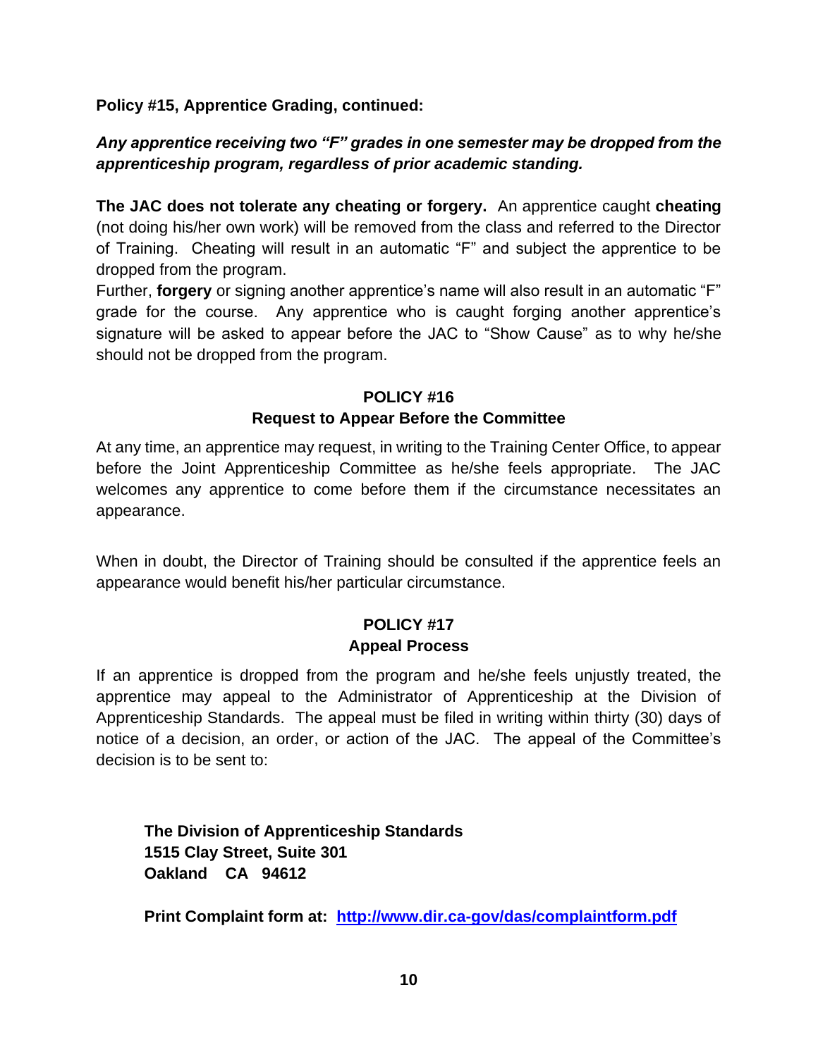**Policy #15, Apprentice Grading, continued:**

***Any apprentice receiving two "F" grades in one semester may be dropped from the apprenticeship program, regardless of prior academic standing.***

**The JAC does not tolerate any cheating or forgery.** An apprentice caught **cheating** (not doing his/her own work) will be removed from the class and referred to the Director of Training. Cheating will result in an automatic "F" and subject the apprentice to be dropped from the program.

Further, **forgery** or signing another apprentice's name will also result in an automatic "F" grade for the course. Any apprentice who is caught forging another apprentice's signature will be asked to appear before the JAC to "Show Cause" as to why he/she should not be dropped from the program.

## POLICY #16
### Request to Appear Before the Committee

At any time, an apprentice may request, in writing to the Training Center Office, to appear before the Joint Apprenticeship Committee as he/she feels appropriate. The JAC welcomes any apprentice to come before them if the circumstance necessitates an appearance.

When in doubt, the Director of Training should be consulted if the apprentice feels an appearance would benefit his/her particular circumstance.

## POLICY #17
### Appeal Process

If an apprentice is dropped from the program and he/she feels unjustly treated, the apprentice may appeal to the Administrator of Apprenticeship at the Division of Apprenticeship Standards. The appeal must be filed in writing within thirty (30) days of notice of a decision, an order, or action of the JAC. The appeal of the Committee's decision is to be sent to:

**The Division of Apprenticeship Standards**
**1515 Clay Street, Suite 301**
**Oakland CA 94612**

**Print Complaint form at: [http://www.dir.ca-gov/das/complaintform.pdf](http://www.dir.ca-gov/das/complaintform.pdf)**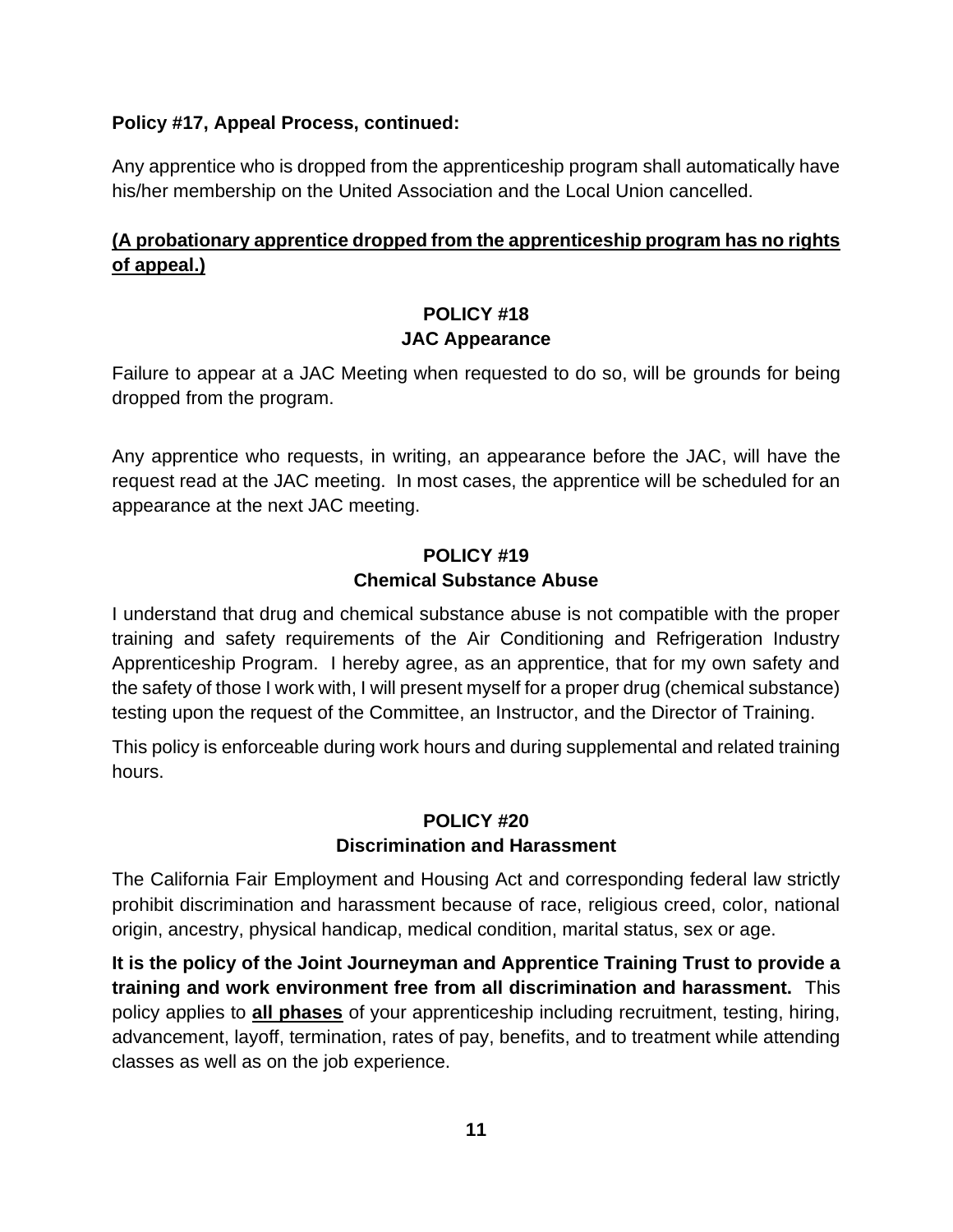**Policy #17, Appeal Process, continued:**

Any apprentice who is dropped from the apprenticeship program shall automatically have his/her membership on the United Association and the Local Union cancelled.

**<u>(A probationary apprentice dropped from the apprenticeship program has no rights of appeal.)</u>**

## POLICY #18
## JAC Appearance

Failure to appear at a JAC Meeting when requested to do so, will be grounds for being dropped from the program.

Any apprentice who requests, in writing, an appearance before the JAC, will have the request read at the JAC meeting. In most cases, the apprentice will be scheduled for an appearance at the next JAC meeting.

## POLICY #19
## Chemical Substance Abuse

I understand that drug and chemical substance abuse is not compatible with the proper training and safety requirements of the Air Conditioning and Refrigeration Industry Apprenticeship Program. I hereby agree, as an apprentice, that for my own safety and the safety of those I work with, I will present myself for a proper drug (chemical substance) testing upon the request of the Committee, an Instructor, and the Director of Training.

This policy is enforceable during work hours and during supplemental and related training hours.

## POLICY #20
## Discrimination and Harassment

The California Fair Employment and Housing Act and corresponding federal law strictly prohibit discrimination and harassment because of race, religious creed, color, national origin, ancestry, physical handicap, medical condition, marital status, sex or age.

**It is the policy of the Joint Journeyman and Apprentice Training Trust to provide a training and work environment free from all discrimination and harassment.** This policy applies to **<u>all phases</u>** of your apprenticeship including recruitment, testing, hiring, advancement, layoff, termination, rates of pay, benefits, and to treatment while attending classes as well as on the job experience.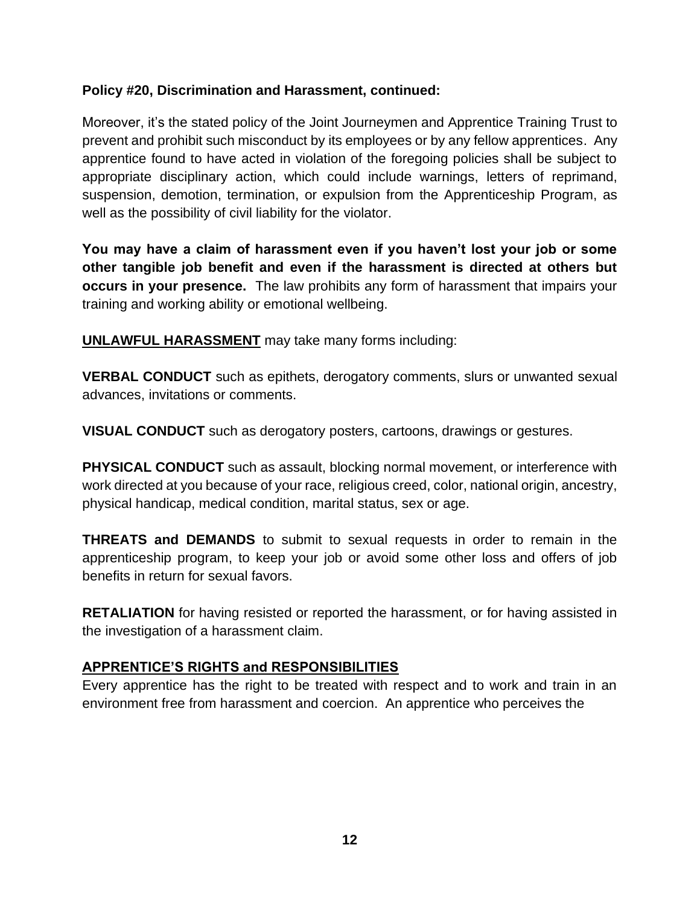**Policy #20, Discrimination and Harassment, continued:**

Moreover, it's the stated policy of the Joint Journeymen and Apprentice Training Trust to prevent and prohibit such misconduct by its employees or by any fellow apprentices. Any apprentice found to have acted in violation of the foregoing policies shall be subject to appropriate disciplinary action, which could include warnings, letters of reprimand, suspension, demotion, termination, or expulsion from the Apprenticeship Program, as well as the possibility of civil liability for the violator.

**You may have a claim of harassment even if you haven't lost your job or some other tangible job benefit and even if the harassment is directed at others but occurs in your presence.** The law prohibits any form of harassment that impairs your training and working ability or emotional wellbeing.

**UNLAWFUL HARASSMENT** may take many forms including:

**VERBAL CONDUCT** such as epithets, derogatory comments, slurs or unwanted sexual advances, invitations or comments.

**VISUAL CONDUCT** such as derogatory posters, cartoons, drawings or gestures.

**PHYSICAL CONDUCT** such as assault, blocking normal movement, or interference with work directed at you because of your race, religious creed, color, national origin, ancestry, physical handicap, medical condition, marital status, sex or age.

**THREATS and DEMANDS** to submit to sexual requests in order to remain in the apprenticeship program, to keep your job or avoid some other loss and offers of job benefits in return for sexual favors.

**RETALIATION** for having resisted or reported the harassment, or for having assisted in the investigation of a harassment claim.

**APPRENTICE'S RIGHTS and RESPONSIBILITIES**

Every apprentice has the right to be treated with respect and to work and train in an environment free from harassment and coercion. An apprentice who perceives the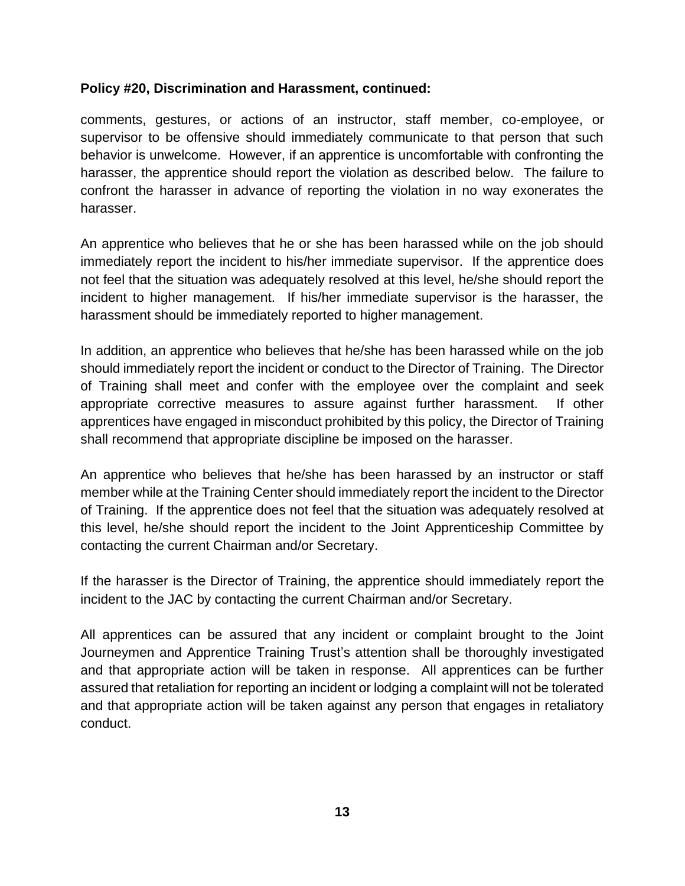**Policy #20, Discrimination and Harassment, continued:**

comments, gestures, or actions of an instructor, staff member, co-employee, or supervisor to be offensive should immediately communicate to that person that such behavior is unwelcome. However, if an apprentice is uncomfortable with confronting the harasser, the apprentice should report the violation as described below. The failure to confront the harasser in advance of reporting the violation in no way exonerates the harasser.

An apprentice who believes that he or she has been harassed while on the job should immediately report the incident to his/her immediate supervisor. If the apprentice does not feel that the situation was adequately resolved at this level, he/she should report the incident to higher management. If his/her immediate supervisor is the harasser, the harassment should be immediately reported to higher management.

In addition, an apprentice who believes that he/she has been harassed while on the job should immediately report the incident or conduct to the Director of Training. The Director of Training shall meet and confer with the employee over the complaint and seek appropriate corrective measures to assure against further harassment. If other apprentices have engaged in misconduct prohibited by this policy, the Director of Training shall recommend that appropriate discipline be imposed on the harasser.

An apprentice who believes that he/she has been harassed by an instructor or staff member while at the Training Center should immediately report the incident to the Director of Training. If the apprentice does not feel that the situation was adequately resolved at this level, he/she should report the incident to the Joint Apprenticeship Committee by contacting the current Chairman and/or Secretary.

If the harasser is the Director of Training, the apprentice should immediately report the incident to the JAC by contacting the current Chairman and/or Secretary.

All apprentices can be assured that any incident or complaint brought to the Joint Journeymen and Apprentice Training Trust's attention shall be thoroughly investigated and that appropriate action will be taken in response. All apprentices can be further assured that retaliation for reporting an incident or lodging a complaint will not be tolerated and that appropriate action will be taken against any person that engages in retaliatory conduct.